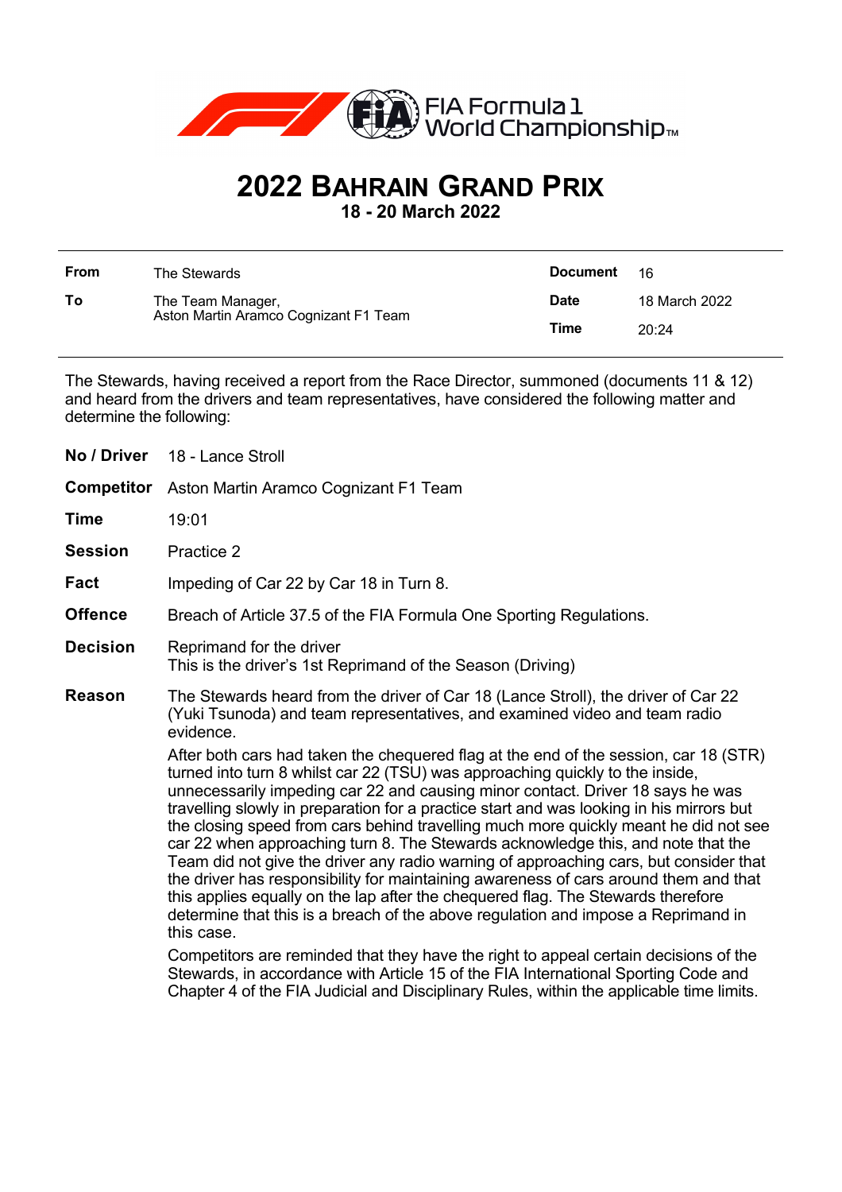FIA Formula 1 World Championship™

# 2022 BAHRAIN GRAND PRIX

**18 - 20 March 2022**

| | | | |
|---|---|---|---|
| **From** | The Stewards | **Document** | 16 |
| **To** | The Team Manager, Aston Martin Aramco Cognizant F1 Team | **Date** | 18 March 2022 |
| | | **Time** | 20:24 |

The Stewards, having received a report from the Race Director, summoned (documents 11 & 12) and heard from the drivers and team representatives, have considered the following matter and determine the following:

| | |
|---|---|
| **No / Driver** | 18 - Lance Stroll |
| **Competitor** | Aston Martin Aramco Cognizant F1 Team |
| **Time** | 19:01 |
| **Session** | Practice 2 |
| **Fact** | Impeding of Car 22 by Car 18 in Turn 8. |
| **Offence** | Breach of Article 37.5 of the FIA Formula One Sporting Regulations. |
| **Decision** | Reprimand for the driver<br>This is the driver's 1st Reprimand of the Season (Driving) |
| **Reason** | The Stewards heard from the driver of Car 18 (Lance Stroll), the driver of Car 22 (Yuki Tsunoda) and team representatives, and examined video and team radio evidence.<br><br>After both cars had taken the chequered flag at the end of the session, car 18 (STR) turned into turn 8 whilst car 22 (TSU) was approaching quickly to the inside, unnecessarily impeding car 22 and causing minor contact. Driver 18 says he was travelling slowly in preparation for a practice start and was looking in his mirrors but the closing speed from cars behind travelling much more quickly meant he did not see car 22 when approaching turn 8. The Stewards acknowledge this, and note that the Team did not give the driver any radio warning of approaching cars, but consider that the driver has responsibility for maintaining awareness of cars around them and that this applies equally on the lap after the chequered flag. The Stewards therefore determine that this is a breach of the above regulation and impose a Reprimand in this case.<br><br>Competitors are reminded that they have the right to appeal certain decisions of the Stewards, in accordance with Article 15 of the FIA International Sporting Code and Chapter 4 of the FIA Judicial and Disciplinary Rules, within the applicable time limits. |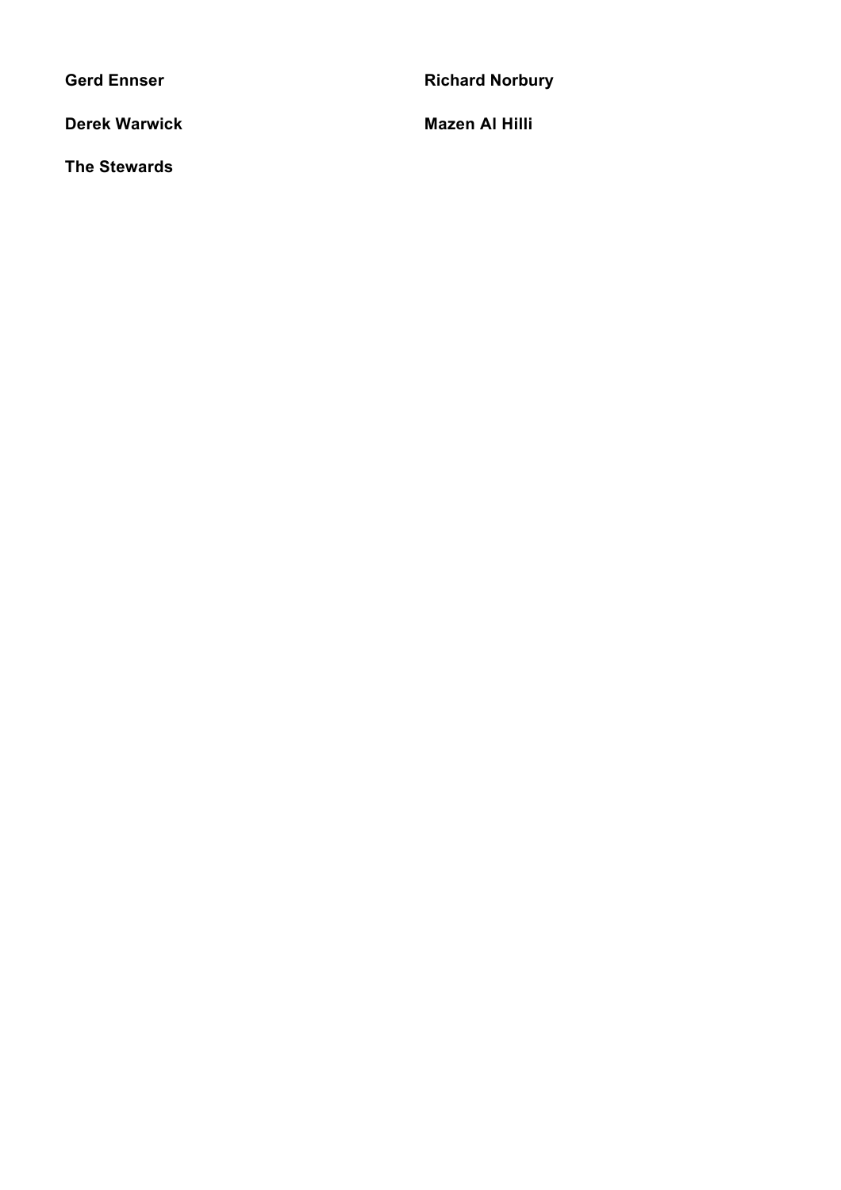**Gerd Ennser**

**Richard Norbury**

**Derek Warwick**

**Mazen Al Hilli**

**The Stewards**